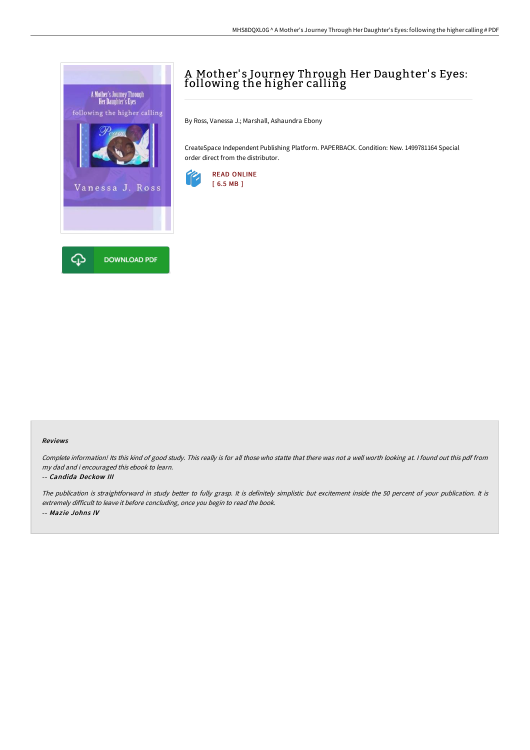# A Mother's Journey Through Her Daughter's Eyes: following the higher calling

By Ross, Vanessa J.; Marshall, Ashaundra Ebony

CreateSpace Independent Publishing Platform. PAPERBACK. Condition: New. 1499781164 Special order direct from the distributor.

READ ONLINE
[ 6.5 MB ]

DOWNLOAD PDF

### Reviews

*Complete information! Its this kind of good study. This really is for all those who statte that there was not a well worth looking at. I found out this pdf from my dad and i encouraged this ebook to learn.*

-- ***Candida Deckow III***

*The publication is straightforward in study better to fully grasp. It is definitely simplistic but excitement inside the 50 percent of your publication. It is extremely difficult to leave it before concluding, once you begin to read the book.*

-- ***Mazie Johns IV***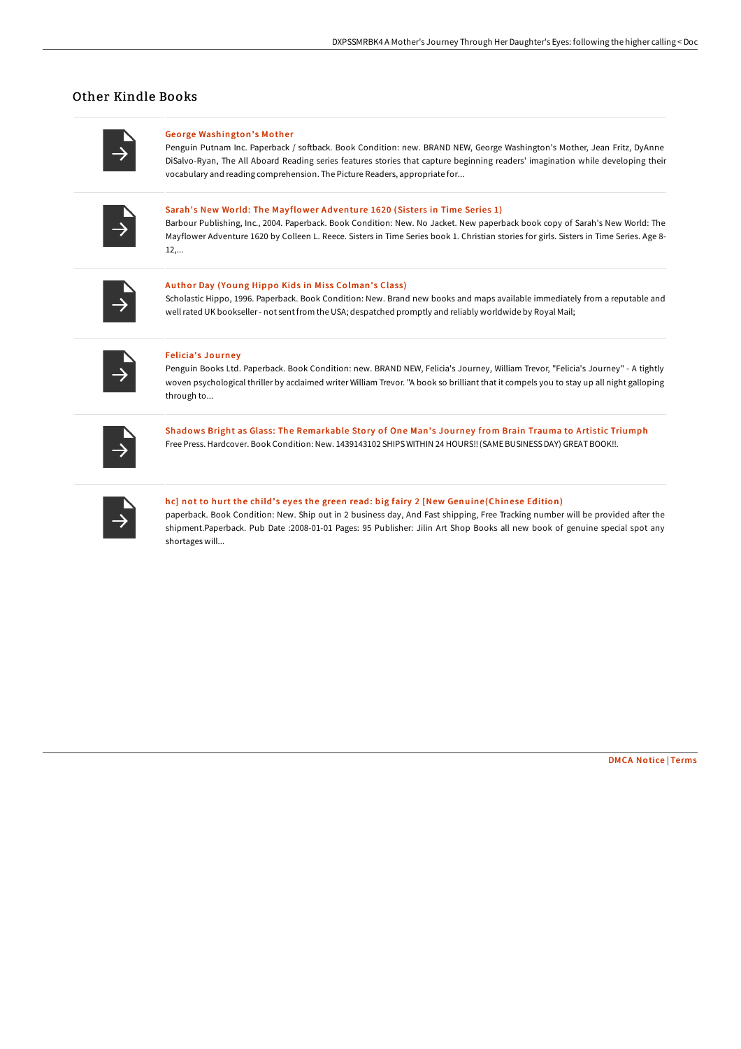## Other Kindle Books

### George Washington's Mother

Penguin Putnam Inc. Paperback / softback. Book Condition: new. BRAND NEW, George Washington's Mother, Jean Fritz, DyAnne DiSalvo-Ryan, The All Aboard Reading series features stories that capture beginning readers' imagination while developing their vocabulary and reading comprehension. The Picture Readers, appropriate for...

### Sarah's New World: The Mayflower Adventure 1620 (Sisters in Time Series 1)

Barbour Publishing, Inc., 2004. Paperback. Book Condition: New. No Jacket. New paperback book copy of Sarah's New World: The Mayflower Adventure 1620 by Colleen L. Reece. Sisters in Time Series book 1. Christian stories for girls. Sisters in Time Series. Age 8-12,...

### Author Day (Young Hippo Kids in Miss Colman's Class)

Scholastic Hippo, 1996. Paperback. Book Condition: New. Brand new books and maps available immediately from a reputable and well rated UK bookseller - not sent from the USA; despatched promptly and reliably worldwide by Royal Mail;

### Felicia's Journey

Penguin Books Ltd. Paperback. Book Condition: new. BRAND NEW, Felicia's Journey, William Trevor, "Felicia's Journey" - A tightly woven psychological thriller by acclaimed writer William Trevor. "A book so brilliant that it compels you to stay up all night galloping through to...

### Shadows Bright as Glass: The Remarkable Story of One Man's Journey from Brain Trauma to Artistic Triumph

Free Press. Hardcover. Book Condition: New. 1439143102 SHIPS WITHIN 24 HOURS!! (SAME BUSINESS DAY) GREAT BOOK!!.

### hc] not to hurt the child's eyes the green read: big fairy 2 [New Genuine(Chinese Edition)

paperback. Book Condition: New. Ship out in 2 business day, And Fast shipping, Free Tracking number will be provided after the shipment.Paperback. Pub Date :2008-01-01 Pages: 95 Publisher: Jilin Art Shop Books all new book of genuine special spot any shortages will...